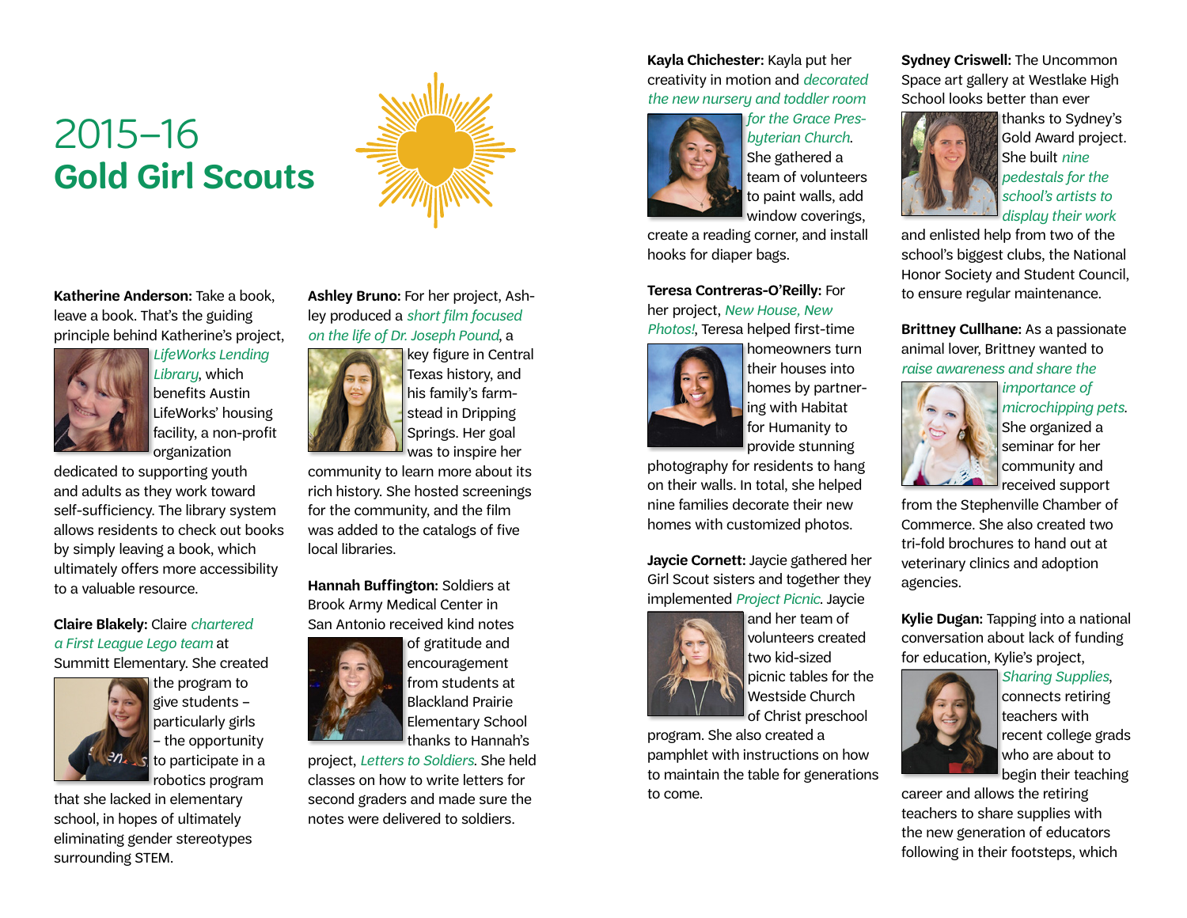# 2015–16 **Gold Girl Scouts**

**Katherine Anderson:** Take a book, leave a book. That's the guiding principle behind Katherine's project, *LifeWorks Lending Library*, which benefits Austin LifeWorks' housing facility, a non-profit organization dedicated to supporting youth and adults as they work toward self-sufficiency. The library system allows residents to check out books by simply leaving a book, which ultimately offers more accessibility to a valuable resource.

**Claire Blakely:** Claire *chartered a First League Lego team* at Summitt Elementary. She created the program to give students – particularly girls – the opportunity to participate in a robotics program that she lacked in elementary school, in hopes of ultimately eliminating gender stereotypes surrounding STEM.

**Ashley Bruno:** For her project, Ashley produced a *short film focused on the life of Dr. Joseph Pound*, a key figure in Central Texas history, and his family's farmstead in Dripping Springs. Her goal was to inspire her community to learn more about its rich history. She hosted screenings for the community, and the film was added to the catalogs of five local libraries.

**Hannah Buffington:** Soldiers at Brook Army Medical Center in San Antonio received kind notes of gratitude and encouragement from students at Blackland Prairie Elementary School thanks to Hannah's project, *Letters to Soldiers*. She held classes on how to write letters for second graders and made sure the notes were delivered to soldiers.

**Kayla Chichester:** Kayla put her creativity in motion and *decorated the new nursery and toddler room for the Grace Presbyterian Church*. She gathered a team of volunteers to paint walls, add window coverings, create a reading corner, and install hooks for diaper bags.

**Teresa Contreras-O'Reilly:** For her project, *New House, New Photos!*, Teresa helped first-time homeowners turn their houses into homes by partnering with Habitat for Humanity to provide stunning photography for residents to hang on their walls. In total, she helped nine families decorate their new homes with customized photos.

**Jaycie Cornett:** Jaycie gathered her Girl Scout sisters and together they implemented *Project Picnic*. Jaycie and her team of volunteers created two kid-sized picnic tables for the Westside Church of Christ preschool program. She also created a pamphlet with instructions on how to maintain the table for generations to come.

**Sydney Criswell:** The Uncommon Space art gallery at Westlake High School looks better than ever thanks to Sydney's Gold Award project. She built *nine pedestals for the school's artists to display their work* and enlisted help from two of the school's biggest clubs, the National Honor Society and Student Council, to ensure regular maintenance.

**Brittney Cullhane:** As a passionate animal lover, Brittney wanted to *raise awareness and share the importance of microchipping pets*. She organized a seminar for her community and received support from the Stephenville Chamber of Commerce. She also created two tri-fold brochures to hand out at veterinary clinics and adoption agencies.

**Kylie Dugan:** Tapping into a national conversation about lack of funding for education, Kylie's project, *Sharing Supplies*, connects retiring teachers with recent college grads who are about to begin their teaching career and allows the retiring teachers to share supplies with the new generation of educators following in their footsteps, which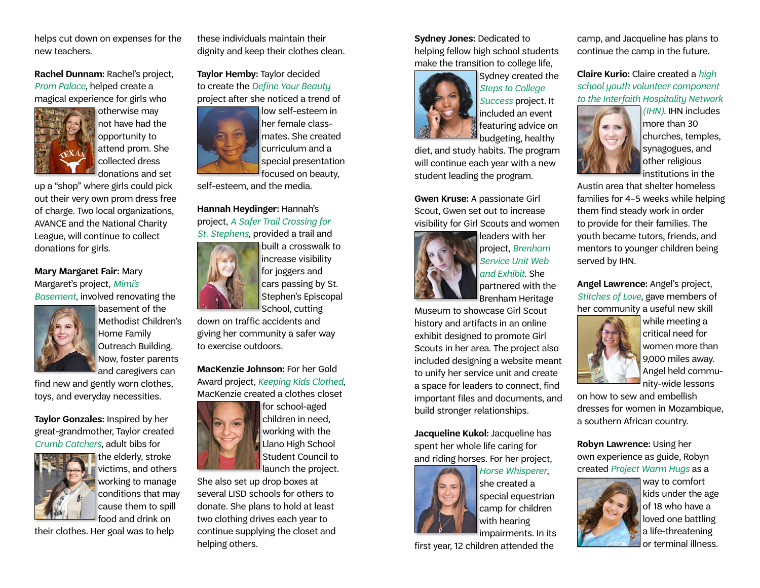helps cut down on expenses for the new teachers.

**Rachel Dunnam:** Rachel's project, *Prom Palace*, helped create a magical experience for girls who otherwise may not have had the opportunity to attend prom. She collected dress donations and set up a "shop" where girls could pick out their very own prom dress free of charge. Two local organizations, AVANCE and the National Charity League, will continue to collect donations for girls.

**Mary Margaret Fair:** Mary Margaret's project, *Mimi's Basement*, involved renovating the basement of the Methodist Children's Home Family Outreach Building. Now, foster parents and caregivers can find new and gently worn clothes, toys, and everyday necessities.

**Taylor Gonzales:** Inspired by her great-grandmother, Taylor created *Crumb Catchers*, adult bibs for the elderly, stroke victims, and others working to manage conditions that may cause them to spill food and drink on their clothes. Her goal was to help these individuals maintain their dignity and keep their clothes clean.

**Taylor Hemby:** Taylor decided to create the *Define Your Beauty* project after she noticed a trend of low self-esteem in her female classmates. She created curriculum and a special presentation focused on beauty, self-esteem, and the media.

**Hannah Heydinger:** Hannah's project, *A Safer Trail Crossing for St. Stephens*, provided a trail and built a crosswalk to increase visibility for joggers and cars passing by St. Stephen's Episcopal School, cutting down on traffic accidents and giving her community a safer way to exercise outdoors.

**MacKenzie Johnson:** For her Gold Award project, *Keeping Kids Clothed*, MacKenzie created a clothes closet for school-aged children in need, working with the Llano High School Student Council to launch the project. She also set up drop boxes at several LISD schools for others to donate. She plans to hold at least two clothing drives each year to continue supplying the closet and helping others.

**Sydney Jones:** Dedicated to helping fellow high school students make the transition to college life, Sydney created the *Steps to College Success* project. It included an event featuring advice on budgeting, healthy diet, and study habits. The program will continue each year with a new student leading the program.

**Gwen Kruse:** A passionate Girl Scout, Gwen set out to increase visibility for Girl Scouts and women leaders with her project, *Brenham Service Unit Web and Exhibit*. She partnered with the Brenham Heritage Museum to showcase Girl Scout history and artifacts in an online exhibit designed to promote Girl Scouts in her area. The project also included designing a website meant to unify her service unit and create a space for leaders to connect, find important files and documents, and build stronger relationships.

**Jacqueline Kukol:** Jacqueline has spent her whole life caring for and riding horses. For her project, *Horse Whisperer*, she created a special equestrian camp for children with hearing impairments. In its first year, 12 children attended the camp, and Jacqueline has plans to continue the camp in the future.

**Claire Kurio:** Claire created a *high school youth volunteer component to the Interfaith Hospitality Network (IHN)*. IHN includes more than 30 churches, temples, synagogues, and other religious institutions in the Austin area that shelter homeless families for 4–5 weeks while helping them find steady work in order to provide for their families. The youth became tutors, friends, and mentors to younger children being served by IHN.

**Angel Lawrence:** Angel's project, *Stitches of Love*, gave members of her community a useful new skill while meeting a critical need for women more than 9,000 miles away. Angel held community-wide lessons on how to sew and embellish dresses for women in Mozambique, a southern African country.

**Robyn Lawrence:** Using her own experience as guide, Robyn created *Project Warm Hugs* as a way to comfort kids under the age of 18 who have a loved one battling a life-threatening or terminal illness.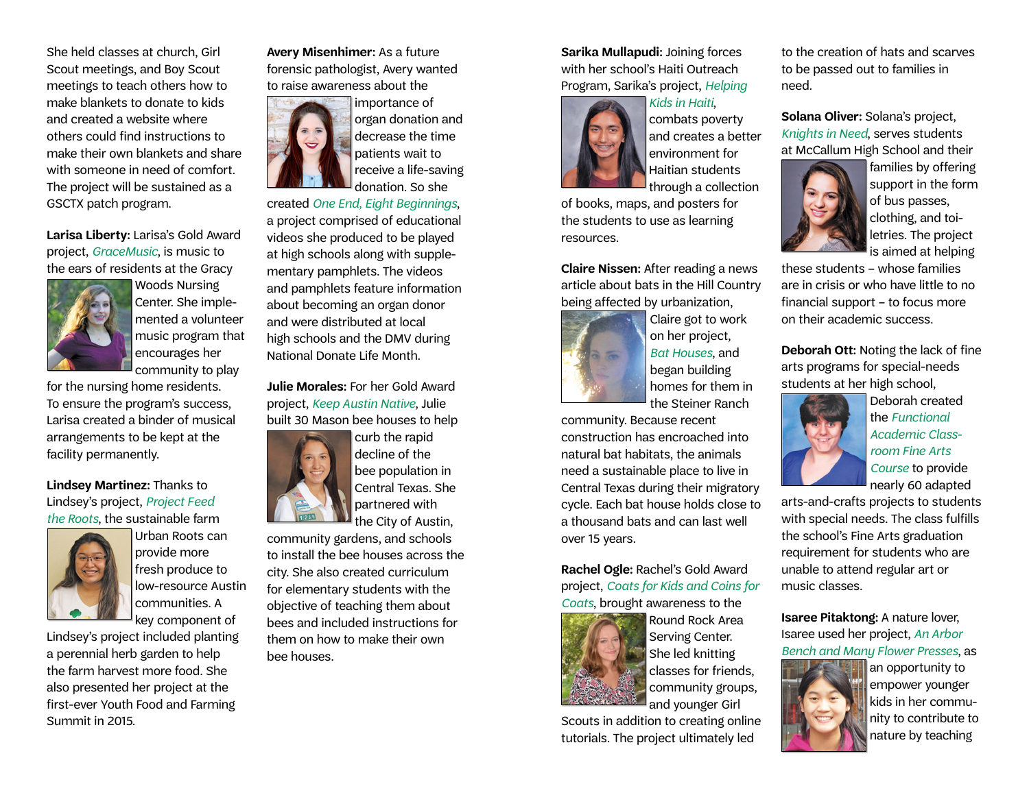She held classes at church, Girl Scout meetings, and Boy Scout meetings to teach others how to make blankets to donate to kids and created a website where others could find instructions to make their own blankets and share with someone in need of comfort. The project will be sustained as a GSCTX patch program.

**Larisa Liberty:** Larisa's Gold Award project, *GraceMusic*, is music to the ears of residents at the Gracy Woods Nursing Center. She implemented a volunteer music program that encourages her community to play for the nursing home residents. To ensure the program's success, Larisa created a binder of musical arrangements to be kept at the facility permanently.

**Lindsey Martinez:** Thanks to Lindsey's project, *Project Feed the Roots*, the sustainable farm Urban Roots can provide more fresh produce to low-resource Austin communities. A key component of Lindsey's project included planting a perennial herb garden to help the farm harvest more food. She also presented her project at the first-ever Youth Food and Farming Summit in 2015.

**Avery Misenhimer:** As a future forensic pathologist, Avery wanted to raise awareness about the importance of organ donation and decrease the time patients wait to receive a life-saving donation. So she created *One End, Eight Beginnings*, a project comprised of educational videos she produced to be played at high schools along with supplementary pamphlets. The videos and pamphlets feature information about becoming an organ donor and were distributed at local high schools and the DMV during National Donate Life Month.

**Julie Morales:** For her Gold Award project, *Keep Austin Native*, Julie built 30 Mason bee houses to help curb the rapid decline of the bee population in Central Texas. She partnered with the City of Austin, community gardens, and schools to install the bee houses across the city. She also created curriculum for elementary students with the objective of teaching them about bees and included instructions for them on how to make their own bee houses.

**Sarika Mullapudi:** Joining forces with her school's Haiti Outreach Program, Sarika's project, *Helping Kids in Haiti*, combats poverty and creates a better environment for Haitian students through a collection of books, maps, and posters for the students to use as learning resources.

**Claire Nissen:** After reading a news article about bats in the Hill Country being affected by urbanization, Claire got to work on her project, *Bat Houses*, and began building homes for them in the Steiner Ranch community. Because recent construction has encroached into natural bat habitats, the animals need a sustainable place to live in Central Texas during their migratory cycle. Each bat house holds close to a thousand bats and can last well over 15 years.

**Rachel Ogle:** Rachel's Gold Award project, *Coats for Kids and Coins for Coats*, brought awareness to the Round Rock Area Serving Center. She led knitting classes for friends, community groups, and younger Girl Scouts in addition to creating online tutorials. The project ultimately led to the creation of hats and scarves to be passed out to families in need.

**Solana Oliver:** Solana's project, *Knights in Need*, serves students at McCallum High School and their families by offering support in the form of bus passes, clothing, and toiletries. The project is aimed at helping these students – whose families are in crisis or who have little to no financial support – to focus more on their academic success.

**Deborah Ott:** Noting the lack of fine arts programs for special-needs students at her high school, Deborah created the *Functional Academic Classroom Fine Arts Course* to provide nearly 60 adapted arts-and-crafts projects to students with special needs. The class fulfills the school's Fine Arts graduation requirement for students who are unable to attend regular art or music classes.

**Isaree Pitaktong:** A nature lover, Isaree used her project, *An Arbor Bench and Many Flower Presses*, as an opportunity to empower younger kids in her community to contribute to nature by teaching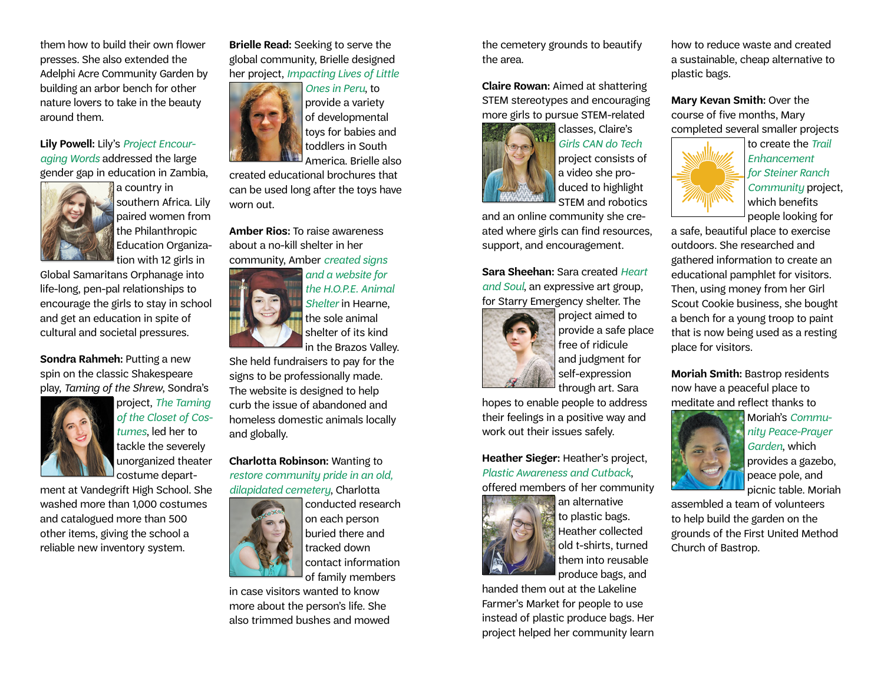them how to build their own flower presses. She also extended the Adelphi Acre Community Garden by building an arbor bench for other nature lovers to take in the beauty around them.

**Lily Powell:** Lily's *Project Encouraging Words* addressed the large gender gap in education in Zambia, a country in southern Africa. Lily paired women from the Philanthropic Education Organization with 12 girls in Global Samaritans Orphanage into life-long, pen-pal relationships to encourage the girls to stay in school and get an education in spite of cultural and societal pressures.

**Sondra Rahmeh:** Putting a new spin on the classic Shakespeare play, *Taming of the Shrew*, Sondra's project, *The Taming of the Closet of Costumes*, led her to tackle the severely unorganized theater costume department at Vandegrift High School. She washed more than 1,000 costumes and catalogued more than 500 other items, giving the school a reliable new inventory system.

**Brielle Read:** Seeking to serve the global community, Brielle designed her project, *Impacting Lives of Little Ones in Peru*, to provide a variety of developmental toys for babies and toddlers in South America. Brielle also created educational brochures that can be used long after the toys have worn out.

**Amber Rios:** To raise awareness about a no-kill shelter in her community, Amber *created signs and a website for the H.O.P.E. Animal Shelter* in Hearne, the sole animal shelter of its kind in the Brazos Valley. She held fundraisers to pay for the signs to be professionally made. The website is designed to help curb the issue of abandoned and homeless domestic animals locally and globally.

**Charlotta Robinson:** Wanting to *restore community pride in an old, dilapidated cemetery*, Charlotta conducted research on each person buried there and tracked down contact information of family members in case visitors wanted to know more about the person's life. She also trimmed bushes and mowed the cemetery grounds to beautify the area.

**Claire Rowan:** Aimed at shattering STEM stereotypes and encouraging more girls to pursue STEM-related classes, Claire's *Girls CAN do Tech* project consists of a video she produced to highlight STEM and robotics and an online community she created where girls can find resources, support, and encouragement.

**Sara Sheehan:** Sara created *Heart and Soul*, an expressive art group, for Starry Emergency shelter. The project aimed to provide a safe place free of ridicule and judgment for self-expression through art. Sara hopes to enable people to address their feelings in a positive way and work out their issues safely.

**Heather Sieger:** Heather's project, *Plastic Awareness and Cutback*, offered members of her community an alternative to plastic bags. Heather collected old t-shirts, turned them into reusable produce bags, and handed them out at the Lakeline Farmer's Market for people to use instead of plastic produce bags. Her project helped her community learn how to reduce waste and created a sustainable, cheap alternative to plastic bags.

**Mary Kevan Smith:** Over the course of five months, Mary completed several smaller projects to create the *Trail Enhancement for Steiner Ranch Community* project, which benefits people looking for a safe, beautiful place to exercise outdoors. She researched and gathered information to create an educational pamphlet for visitors. Then, using money from her Girl Scout Cookie business, she bought a bench for a young troop to paint that is now being used as a resting place for visitors.

**Moriah Smith:** Bastrop residents now have a peaceful place to meditate and reflect thanks to Moriah's *Community Peace-Prayer Garden*, which provides a gazebo, peace pole, and picnic table. Moriah assembled a team of volunteers to help build the garden on the grounds of the First United Method Church of Bastrop.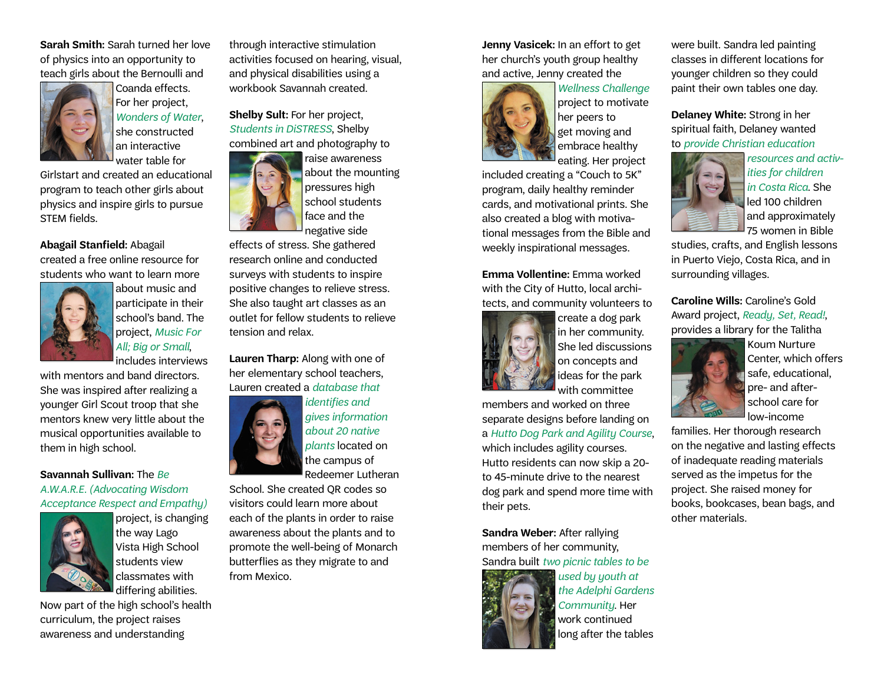**Sarah Smith:** Sarah turned her love of physics into an opportunity to teach girls about the Bernoulli and Coanda effects. For her project, *Wonders of Water*, she constructed an interactive water table for Girlstart and created an educational program to teach other girls about physics and inspire girls to pursue STEM fields.

**Abagail Stanfield:** Abagail created a free online resource for students who want to learn more about music and participate in their school's band. The project, *Music For All; Big or Small*, includes interviews with mentors and band directors. She was inspired after realizing a younger Girl Scout troop that she mentors knew very little about the musical opportunities available to them in high school.

**Savannah Sullivan:** The *Be A.W.A.R.E. (Advocating Wisdom Acceptance Respect and Empathy)* project, is changing the way Lago Vista High School students view classmates with differing abilities. Now part of the high school's health curriculum, the project raises awareness and understanding through interactive stimulation activities focused on hearing, visual, and physical disabilities using a workbook Savannah created.

**Shelby Sult:** For her project, *Students in DiSTRESS*, Shelby combined art and photography to raise awareness about the mounting pressures high school students face and the negative side effects of stress. She gathered research online and conducted surveys with students to inspire positive changes to relieve stress. She also taught art classes as an outlet for fellow students to relieve tension and relax.

**Lauren Tharp:** Along with one of her elementary school teachers, Lauren created a *database that identifies and gives information about 20 native plants* located on the campus of Redeemer Lutheran School. She created QR codes so visitors could learn more about each of the plants in order to raise awareness about the plants and to promote the well-being of Monarch butterflies as they migrate to and from Mexico.

**Jenny Vasicek:** In an effort to get her church's youth group healthy and active, Jenny created the *Wellness Challenge* project to motivate her peers to get moving and embrace healthy eating. Her project included creating a "Couch to 5K" program, daily healthy reminder cards, and motivational prints. She also created a blog with motivational messages from the Bible and weekly inspirational messages.

**Emma Vollentine:** Emma worked with the City of Hutto, local architects, and community volunteers to create a dog park in her community. She led discussions on concepts and ideas for the park with committee members and worked on three separate designs before landing on a *Hutto Dog Park and Agility Course*, which includes agility courses. Hutto residents can now skip a 20- to 45-minute drive to the nearest dog park and spend more time with their pets.

**Sandra Weber:** After rallying members of her community, Sandra built *two picnic tables to be used by youth at the Adelphi Gardens Community*. Her work continued long after the tables were built. Sandra led painting classes in different locations for younger children so they could paint their own tables one day.

**Delaney White:** Strong in her spiritual faith, Delaney wanted to *provide Christian education resources and activities for children in Costa Rica*. She led 100 children and approximately 75 women in Bible studies, crafts, and English lessons in Puerto Viejo, Costa Rica, and in surrounding villages.

**Caroline Wills:** Caroline's Gold Award project, *Ready, Set, Read!*, provides a library for the Talitha Koum Nurture Center, which offers safe, educational, pre- and after-school care for low-income families. Her thorough research on the negative and lasting effects of inadequate reading materials served as the impetus for the project. She raised money for books, bookcases, bean bags, and other materials.